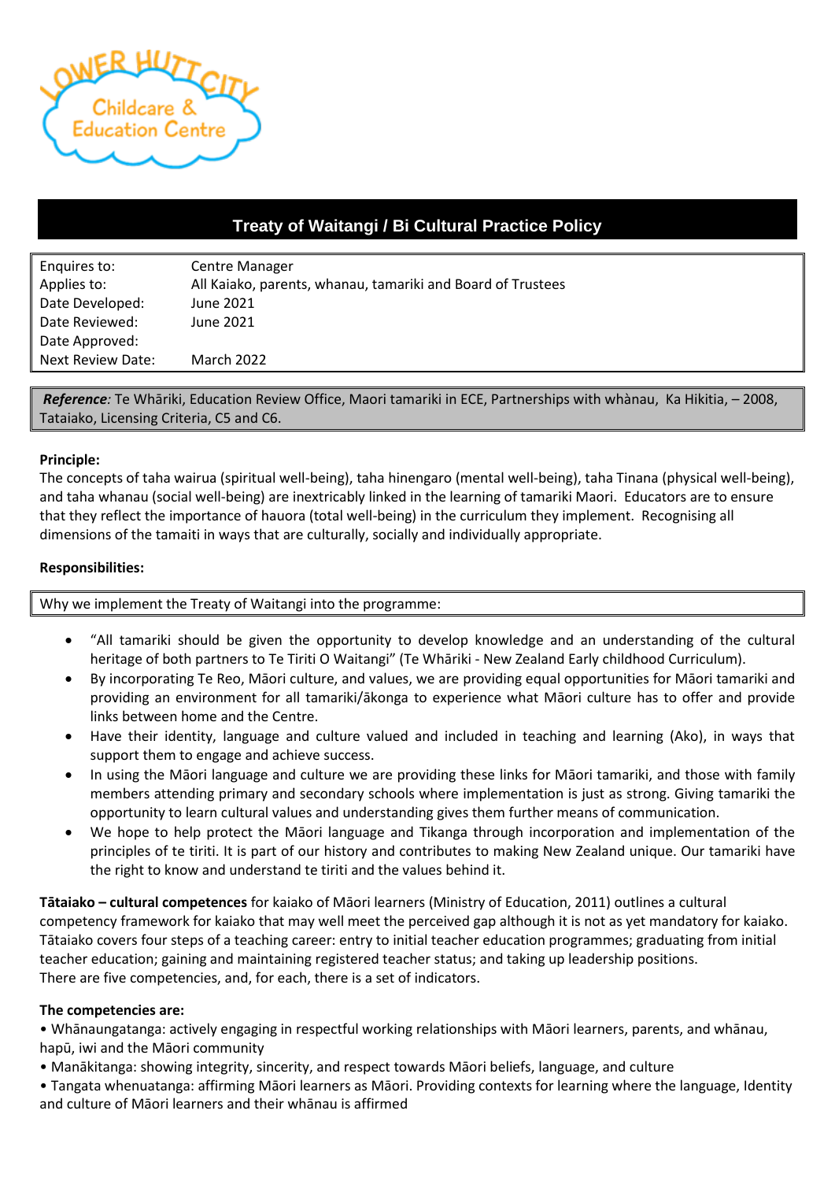Lower Hutt City Childcare & Education Centre

# Treaty of Waitangi / Bi Cultural Practice Policy

| | |
|---|---|
| Enquires to: | Centre Manager |
| Applies to: | All Kaiako, parents, whanau, tamariki and Board of Trustees |
| Date Developed: | June 2021 |
| Date Reviewed: | June 2021 |
| Date Approved: | |
| Next Review Date: | March 2022 |

***Reference**:* Te Whāriki, Education Review Office, Maori tamariki in ECE, Partnerships with whànau, Ka Hikitia, – 2008, Tataiako, Licensing Criteria, C5 and C6.

**Principle:**

The concepts of taha wairua (spiritual well-being), taha hinengaro (mental well-being), taha Tinana (physical well-being), and taha whanau (social well-being) are inextricably linked in the learning of tamariki Maori. Educators are to ensure that they reflect the importance of hauora (total well-being) in the curriculum they implement. Recognising all dimensions of the tamaiti in ways that are culturally, socially and individually appropriate.

**Responsibilities:**

Why we implement the Treaty of Waitangi into the programme:

- "All tamariki should be given the opportunity to develop knowledge and an understanding of the cultural heritage of both partners to Te Tiriti O Waitangi" (Te Whāriki - New Zealand Early childhood Curriculum).
- By incorporating Te Reo, Māori culture, and values, we are providing equal opportunities for Māori tamariki and providing an environment for all tamariki/ākonga to experience what Māori culture has to offer and provide links between home and the Centre.
- Have their identity, language and culture valued and included in teaching and learning (Ako), in ways that support them to engage and achieve success.
- In using the Māori language and culture we are providing these links for Māori tamariki, and those with family members attending primary and secondary schools where implementation is just as strong. Giving tamariki the opportunity to learn cultural values and understanding gives them further means of communication.
- We hope to help protect the Māori language and Tikanga through incorporation and implementation of the principles of te tiriti. It is part of our history and contributes to making New Zealand unique. Our tamariki have the right to know and understand te tiriti and the values behind it.

**Tātaiako – cultural competences** for kaiako of Māori learners (Ministry of Education, 2011) outlines a cultural competency framework for kaiako that may well meet the perceived gap although it is not as yet mandatory for kaiako. Tātaiako covers four steps of a teaching career: entry to initial teacher education programmes; graduating from initial teacher education; gaining and maintaining registered teacher status; and taking up leadership positions. There are five competencies, and, for each, there is a set of indicators.

**The competencies are:**

- Whānaungatanga: actively engaging in respectful working relationships with Māori learners, parents, and whānau, hapū, iwi and the Māori community
- Manākitanga: showing integrity, sincerity, and respect towards Māori beliefs, language, and culture
- Tangata whenuatanga: affirming Māori learners as Māori. Providing contexts for learning where the language, Identity and culture of Māori learners and their whānau is affirmed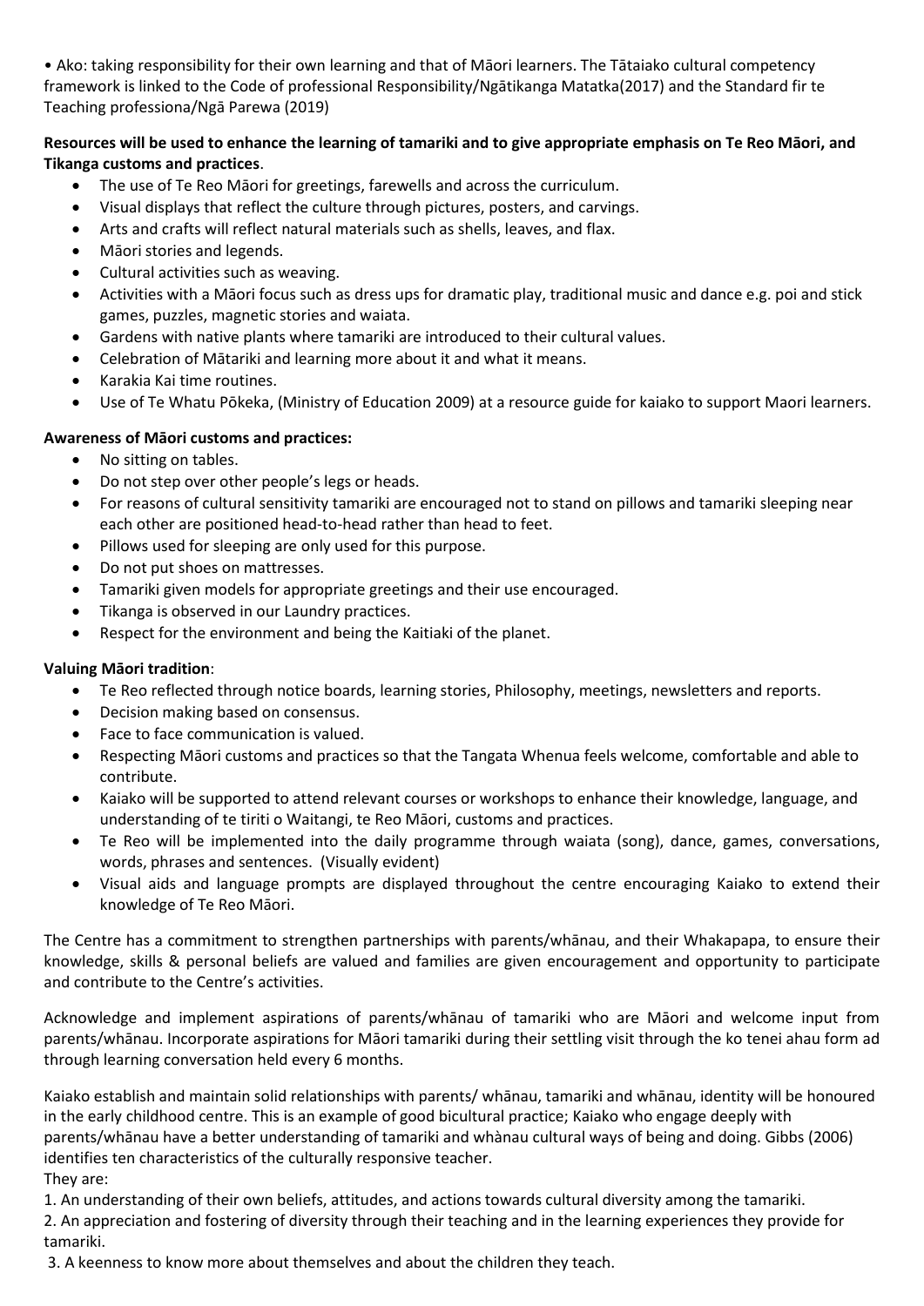- Ako: taking responsibility for their own learning and that of Māori learners. The Tātaiako cultural competency framework is linked to the Code of professional Responsibility/Ngātikanga Matatka(2017) and the Standard fir te Teaching professiona/Ngā Parewa (2019)

**Resources will be used to enhance the learning of tamariki and to give appropriate emphasis on Te Reo Māori, and Tikanga customs and practices**.

- The use of Te Reo Māori for greetings, farewells and across the curriculum.
- Visual displays that reflect the culture through pictures, posters, and carvings.
- Arts and crafts will reflect natural materials such as shells, leaves, and flax.
- Māori stories and legends.
- Cultural activities such as weaving.
- Activities with a Māori focus such as dress ups for dramatic play, traditional music and dance e.g. poi and stick games, puzzles, magnetic stories and waiata.
- Gardens with native plants where tamariki are introduced to their cultural values.
- Celebration of Mātariki and learning more about it and what it means.
- Karakia Kai time routines.
- Use of Te Whatu Pōkeka, (Ministry of Education 2009) at a resource guide for kaiako to support Maori learners.

**Awareness of Māori customs and practices:**

- No sitting on tables.
- Do not step over other people's legs or heads.
- For reasons of cultural sensitivity tamariki are encouraged not to stand on pillows and tamariki sleeping near each other are positioned head-to-head rather than head to feet.
- Pillows used for sleeping are only used for this purpose.
- Do not put shoes on mattresses.
- Tamariki given models for appropriate greetings and their use encouraged.
- Tikanga is observed in our Laundry practices.
- Respect for the environment and being the Kaitiaki of the planet.

**Valuing Māori tradition**:

- Te Reo reflected through notice boards, learning stories, Philosophy, meetings, newsletters and reports.
- Decision making based on consensus.
- Face to face communication is valued.
- Respecting Māori customs and practices so that the Tangata Whenua feels welcome, comfortable and able to contribute.
- Kaiako will be supported to attend relevant courses or workshops to enhance their knowledge, language, and understanding of te tiriti o Waitangi, te Reo Māori, customs and practices.
- Te Reo will be implemented into the daily programme through waiata (song), dance, games, conversations, words, phrases and sentences. (Visually evident)
- Visual aids and language prompts are displayed throughout the centre encouraging Kaiako to extend their knowledge of Te Reo Māori.

The Centre has a commitment to strengthen partnerships with parents/whānau, and their Whakapapa, to ensure their knowledge, skills & personal beliefs are valued and families are given encouragement and opportunity to participate and contribute to the Centre's activities.

Acknowledge and implement aspirations of parents/whānau of tamariki who are Māori and welcome input from parents/whānau. Incorporate aspirations for Māori tamariki during their settling visit through the ko tenei ahau form ad through learning conversation held every 6 months.

Kaiako establish and maintain solid relationships with parents/ whānau, tamariki and whānau, identity will be honoured in the early childhood centre. This is an example of good bicultural practice; Kaiako who engage deeply with parents/whānau have a better understanding of tamariki and whànau cultural ways of being and doing. Gibbs (2006) identifies ten characteristics of the culturally responsive teacher.
They are:

1. An understanding of their own beliefs, attitudes, and actions towards cultural diversity among the tamariki.
2. An appreciation and fostering of diversity through their teaching and in the learning experiences they provide for tamariki.
3. A keenness to know more about themselves and about the children they teach.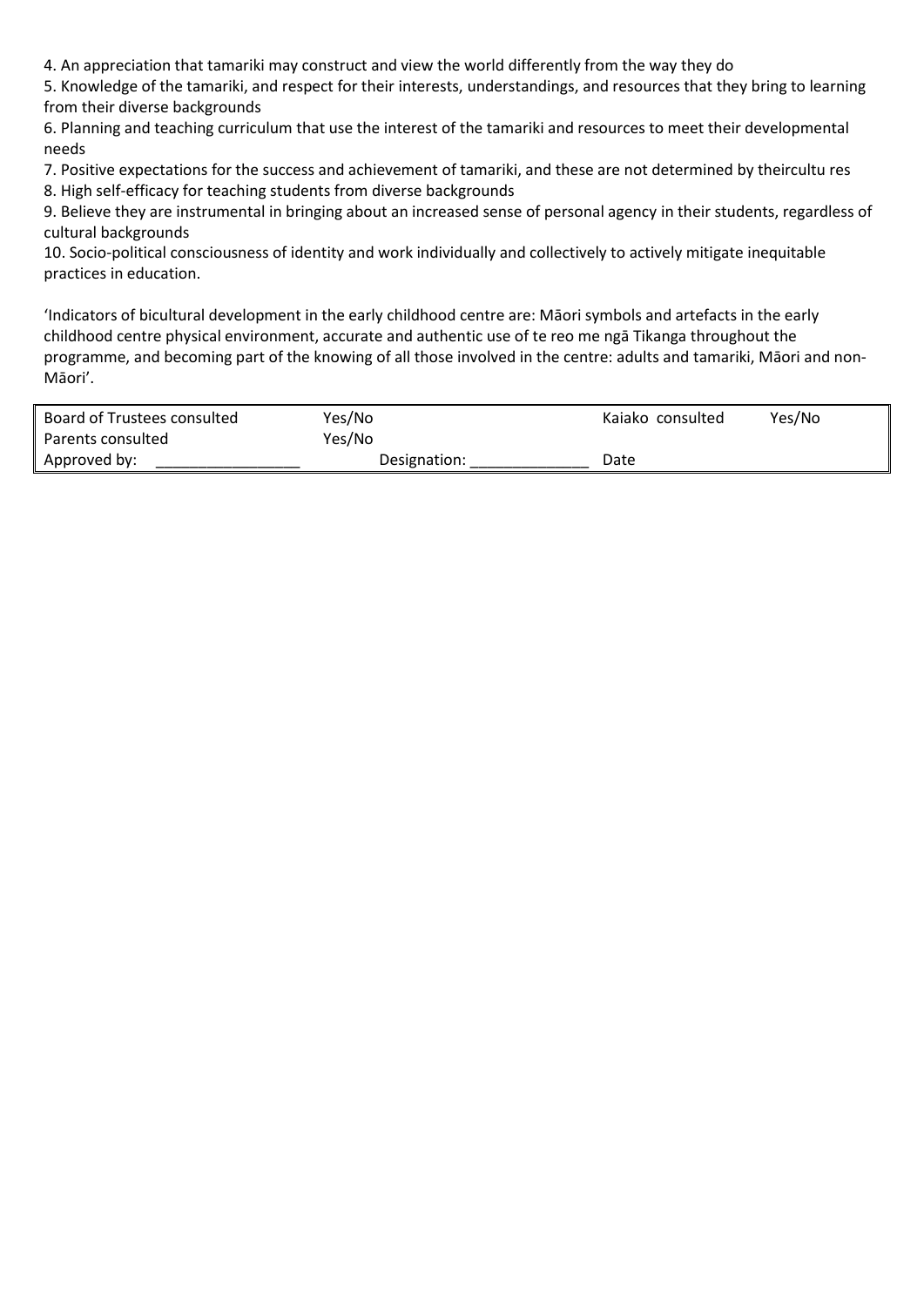4. An appreciation that tamariki may construct and view the world differently from the way they do

5. Knowledge of the tamariki, and respect for their interests, understandings, and resources that they bring to learning from their diverse backgrounds

6. Planning and teaching curriculum that use the interest of the tamariki and resources to meet their developmental needs

7. Positive expectations for the success and achievement of tamariki, and these are not determined by theircultu res

8. High self-efficacy for teaching students from diverse backgrounds

9. Believe they are instrumental in bringing about an increased sense of personal agency in their students, regardless of cultural backgrounds

10. Socio-political consciousness of identity and work individually and collectively to actively mitigate inequitable practices in education.

'Indicators of bicultural development in the early childhood centre are: Māori symbols and artefacts in the early childhood centre physical environment, accurate and authentic use of te reo me ngā Tikanga throughout the programme, and becoming part of the knowing of all those involved in the centre: adults and tamariki, Māori and non-Māori'.

| | | | |
|---|---|---|---|
| Board of Trustees consulted | Yes/No | Kaiako consulted | Yes/No |
| Parents consulted | Yes/No | | |
| Approved by: _________________ | Designation: ______________ | Date | |